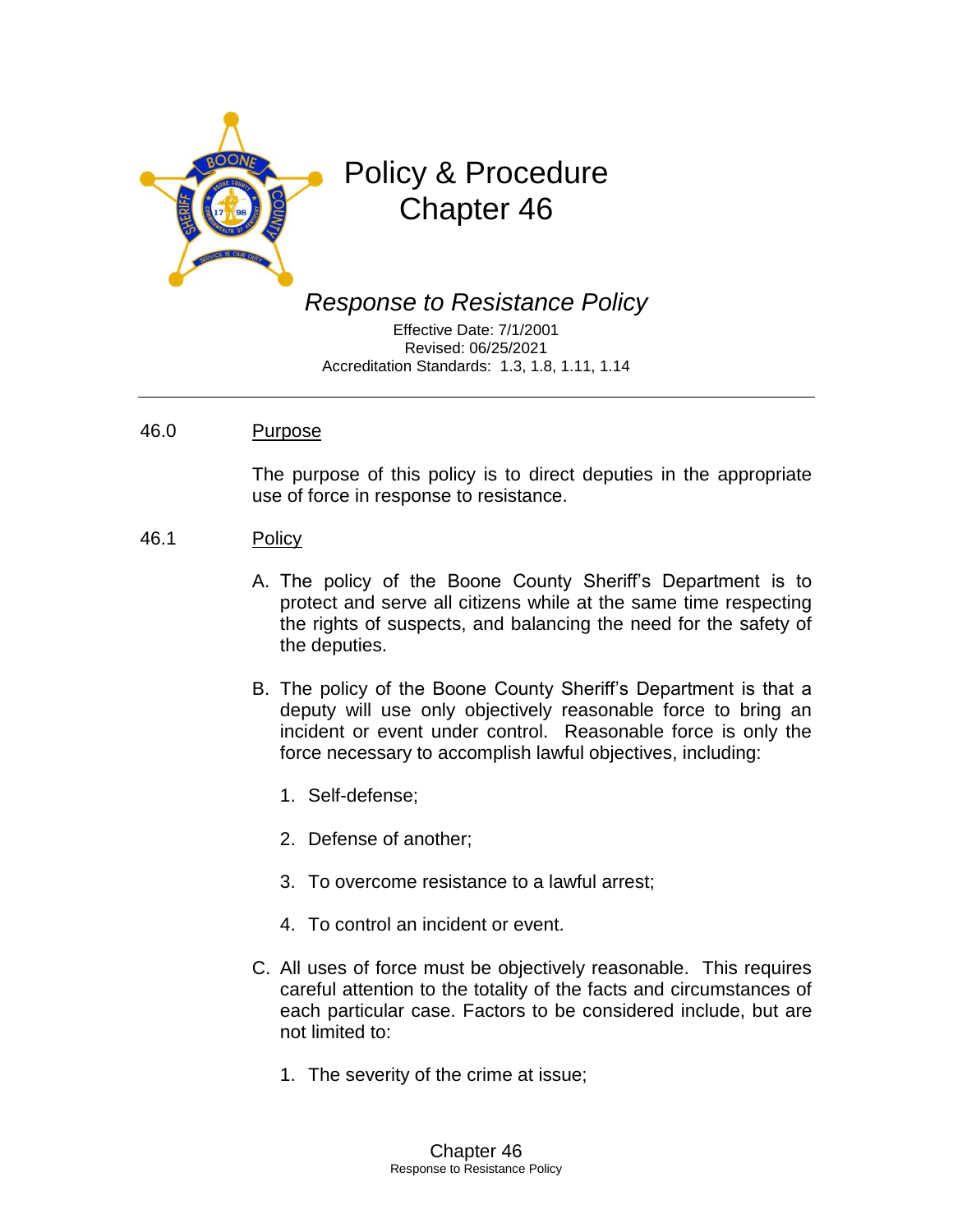# Policy & Procedure Chapter 46

## *Response to Resistance Policy*

Effective Date: 7/1/2001
Revised: 06/25/2021
Accreditation Standards: 1.3, 1.8, 1.11, 1.14

---

46.0 Purpose

The purpose of this policy is to direct deputies in the appropriate use of force in response to resistance.

46.1 Policy

A. The policy of the Boone County Sheriff's Department is to protect and serve all citizens while at the same time respecting the rights of suspects, and balancing the need for the safety of the deputies.

B. The policy of the Boone County Sheriff's Department is that a deputy will use only objectively reasonable force to bring an incident or event under control. Reasonable force is only the force necessary to accomplish lawful objectives, including:

1. Self-defense;
2. Defense of another;
3. To overcome resistance to a lawful arrest;
4. To control an incident or event.

C. All uses of force must be objectively reasonable. This requires careful attention to the totality of the facts and circumstances of each particular case. Factors to be considered include, but are not limited to:

1. The severity of the crime at issue;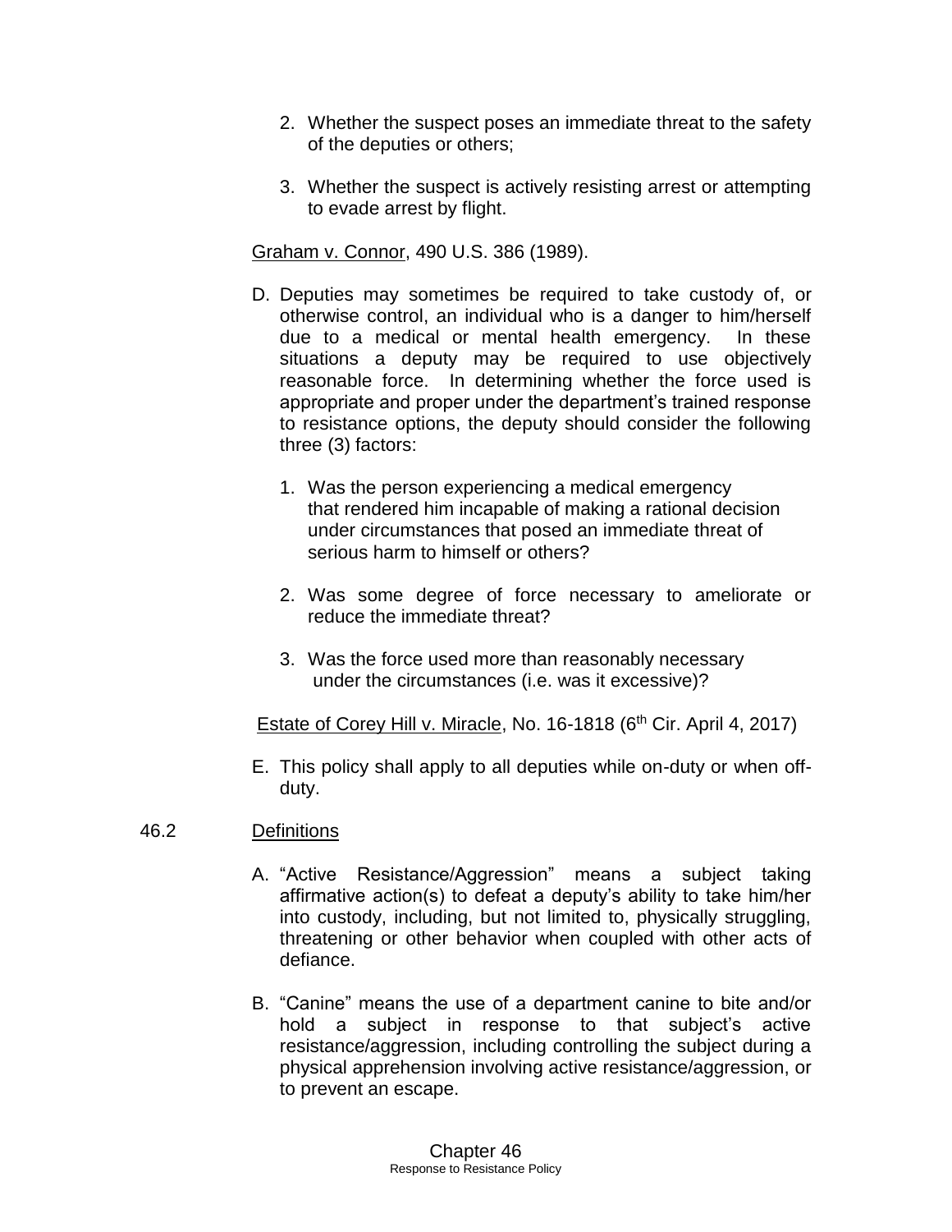2. Whether the suspect poses an immediate threat to the safety of the deputies or others;

3. Whether the suspect is actively resisting arrest or attempting to evade arrest by flight.

Graham v. Connor, 490 U.S. 386 (1989).

D. Deputies may sometimes be required to take custody of, or otherwise control, an individual who is a danger to him/herself due to a medical or mental health emergency. In these situations a deputy may be required to use objectively reasonable force. In determining whether the force used is appropriate and proper under the department's trained response to resistance options, the deputy should consider the following three (3) factors:

   1. Was the person experiencing a medical emergency that rendered him incapable of making a rational decision under circumstances that posed an immediate threat of serious harm to himself or others?

   2. Was some degree of force necessary to ameliorate or reduce the immediate threat?

   3. Was the force used more than reasonably necessary under the circumstances (i.e. was it excessive)?

Estate of Corey Hill v. Miracle, No. 16-1818 (6th Cir. April 4, 2017)

E. This policy shall apply to all deputies while on-duty or when off-duty.

## 46.2 Definitions

A. "Active Resistance/Aggression" means a subject taking affirmative action(s) to defeat a deputy's ability to take him/her into custody, including, but not limited to, physically struggling, threatening or other behavior when coupled with other acts of defiance.

B. "Canine" means the use of a department canine to bite and/or hold a subject in response to that subject's active resistance/aggression, including controlling the subject during a physical apprehension involving active resistance/aggression, or to prevent an escape.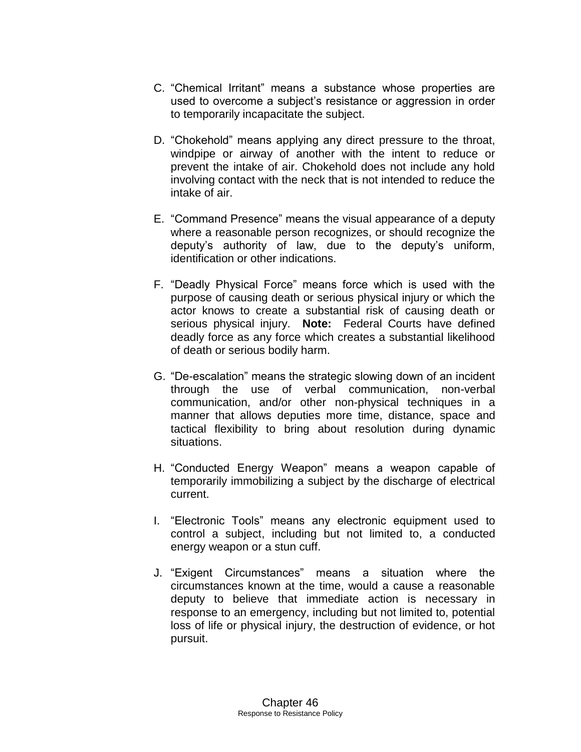C. “Chemical Irritant” means a substance whose properties are used to overcome a subject’s resistance or aggression in order to temporarily incapacitate the subject.

D. “Chokehold” means applying any direct pressure to the throat, windpipe or airway of another with the intent to reduce or prevent the intake of air. Chokehold does not include any hold involving contact with the neck that is not intended to reduce the intake of air.

E. “Command Presence” means the visual appearance of a deputy where a reasonable person recognizes, or should recognize the deputy’s authority of law, due to the deputy’s uniform, identification or other indications.

F. “Deadly Physical Force” means force which is used with the purpose of causing death or serious physical injury or which the actor knows to create a substantial risk of causing death or serious physical injury. **Note:** Federal Courts have defined deadly force as any force which creates a substantial likelihood of death or serious bodily harm.

G. “De-escalation” means the strategic slowing down of an incident through the use of verbal communication, non-verbal communication, and/or other non-physical techniques in a manner that allows deputies more time, distance, space and tactical flexibility to bring about resolution during dynamic situations.

H. “Conducted Energy Weapon” means a weapon capable of temporarily immobilizing a subject by the discharge of electrical current.

I. “Electronic Tools” means any electronic equipment used to control a subject, including but not limited to, a conducted energy weapon or a stun cuff.

J. “Exigent Circumstances” means a situation where the circumstances known at the time, would a cause a reasonable deputy to believe that immediate action is necessary in response to an emergency, including but not limited to, potential loss of life or physical injury, the destruction of evidence, or hot pursuit.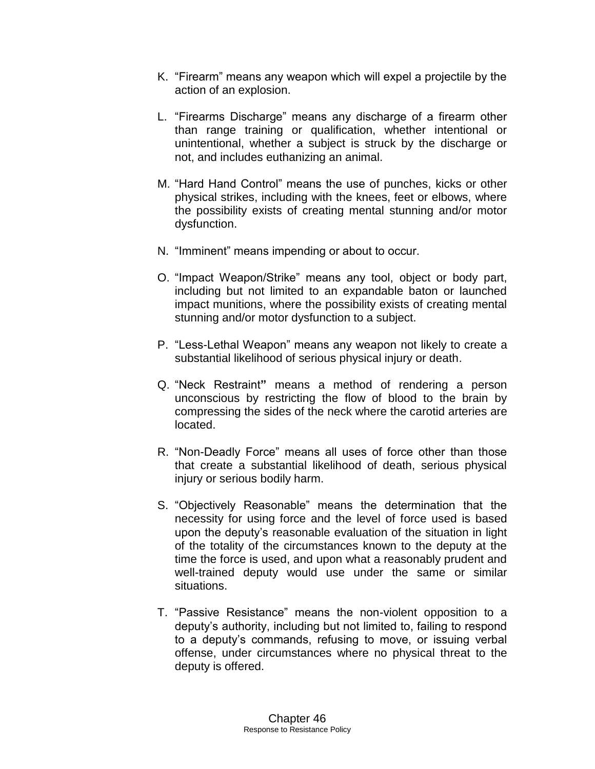K. “Firearm” means any weapon which will expel a projectile by the action of an explosion.

L. “Firearms Discharge” means any discharge of a firearm other than range training or qualification, whether intentional or unintentional, whether a subject is struck by the discharge or not, and includes euthanizing an animal.

M. “Hard Hand Control” means the use of punches, kicks or other physical strikes, including with the knees, feet or elbows, where the possibility exists of creating mental stunning and/or motor dysfunction.

N. “Imminent” means impending or about to occur.

O. “Impact Weapon/Strike” means any tool, object or body part, including but not limited to an expandable baton or launched impact munitions, where the possibility exists of creating mental stunning and/or motor dysfunction to a subject.

P. “Less-Lethal Weapon” means any weapon not likely to create a substantial likelihood of serious physical injury or death.

Q. “Neck Restraint**”** means a method of rendering a person unconscious by restricting the flow of blood to the brain by compressing the sides of the neck where the carotid arteries are located.

R. “Non-Deadly Force” means all uses of force other than those that create a substantial likelihood of death, serious physical injury or serious bodily harm.

S. “Objectively Reasonable” means the determination that the necessity for using force and the level of force used is based upon the deputy’s reasonable evaluation of the situation in light of the totality of the circumstances known to the deputy at the time the force is used, and upon what a reasonably prudent and well-trained deputy would use under the same or similar situations.

T. “Passive Resistance” means the non-violent opposition to a deputy’s authority, including but not limited to, failing to respond to a deputy’s commands, refusing to move, or issuing verbal offense, under circumstances where no physical threat to the deputy is offered.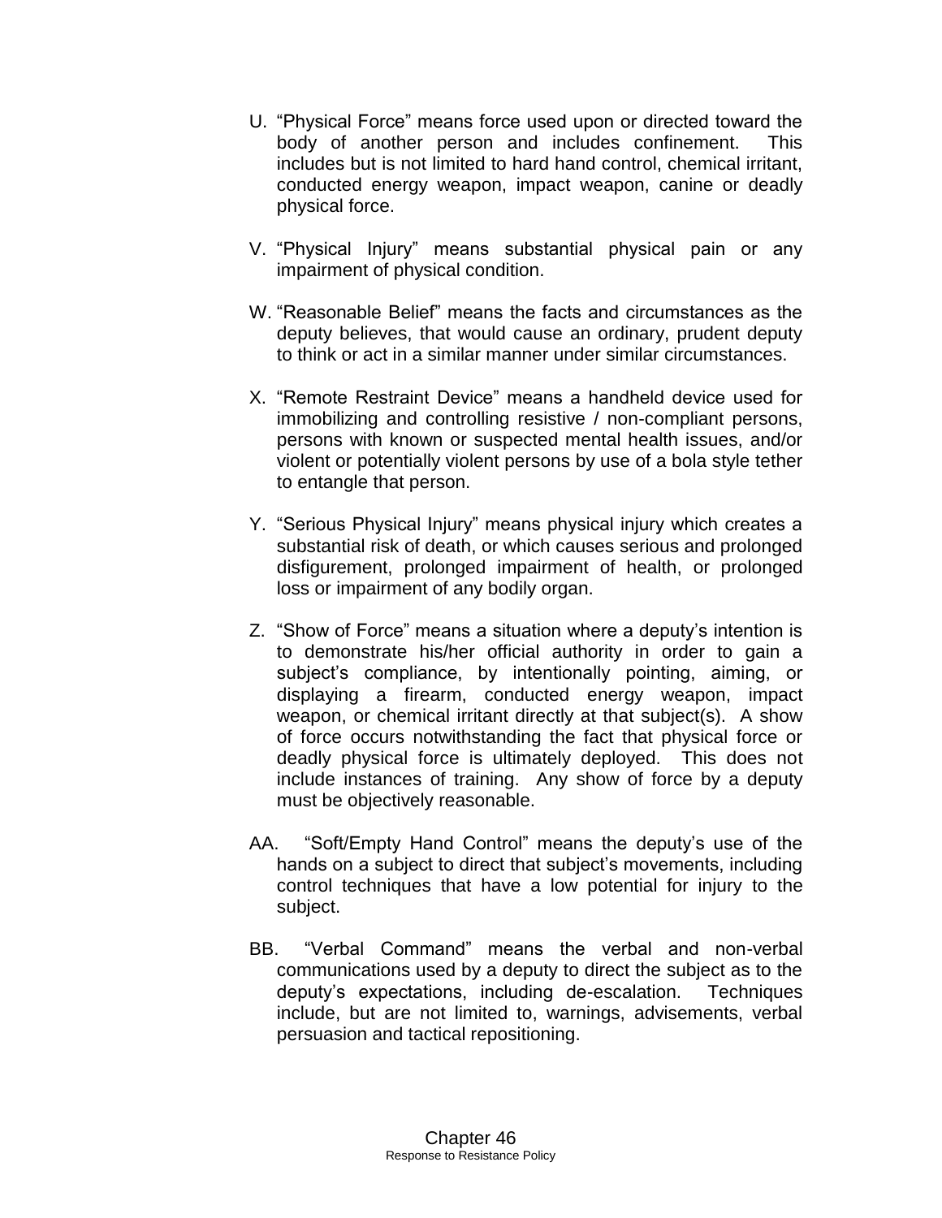U. "Physical Force" means force used upon or directed toward the body of another person and includes confinement. This includes but is not limited to hard hand control, chemical irritant, conducted energy weapon, impact weapon, canine or deadly physical force.

V. "Physical Injury" means substantial physical pain or any impairment of physical condition.

W. "Reasonable Belief" means the facts and circumstances as the deputy believes, that would cause an ordinary, prudent deputy to think or act in a similar manner under similar circumstances.

X. "Remote Restraint Device" means a handheld device used for immobilizing and controlling resistive / non-compliant persons, persons with known or suspected mental health issues, and/or violent or potentially violent persons by use of a bola style tether to entangle that person.

Y. "Serious Physical Injury" means physical injury which creates a substantial risk of death, or which causes serious and prolonged disfigurement, prolonged impairment of health, or prolonged loss or impairment of any bodily organ.

Z. "Show of Force" means a situation where a deputy's intention is to demonstrate his/her official authority in order to gain a subject's compliance, by intentionally pointing, aiming, or displaying a firearm, conducted energy weapon, impact weapon, or chemical irritant directly at that subject(s). A show of force occurs notwithstanding the fact that physical force or deadly physical force is ultimately deployed. This does not include instances of training. Any show of force by a deputy must be objectively reasonable.

AA. "Soft/Empty Hand Control" means the deputy's use of the hands on a subject to direct that subject's movements, including control techniques that have a low potential for injury to the subject.

BB. "Verbal Command" means the verbal and non-verbal communications used by a deputy to direct the subject as to the deputy's expectations, including de-escalation. Techniques include, but are not limited to, warnings, advisements, verbal persuasion and tactical repositioning.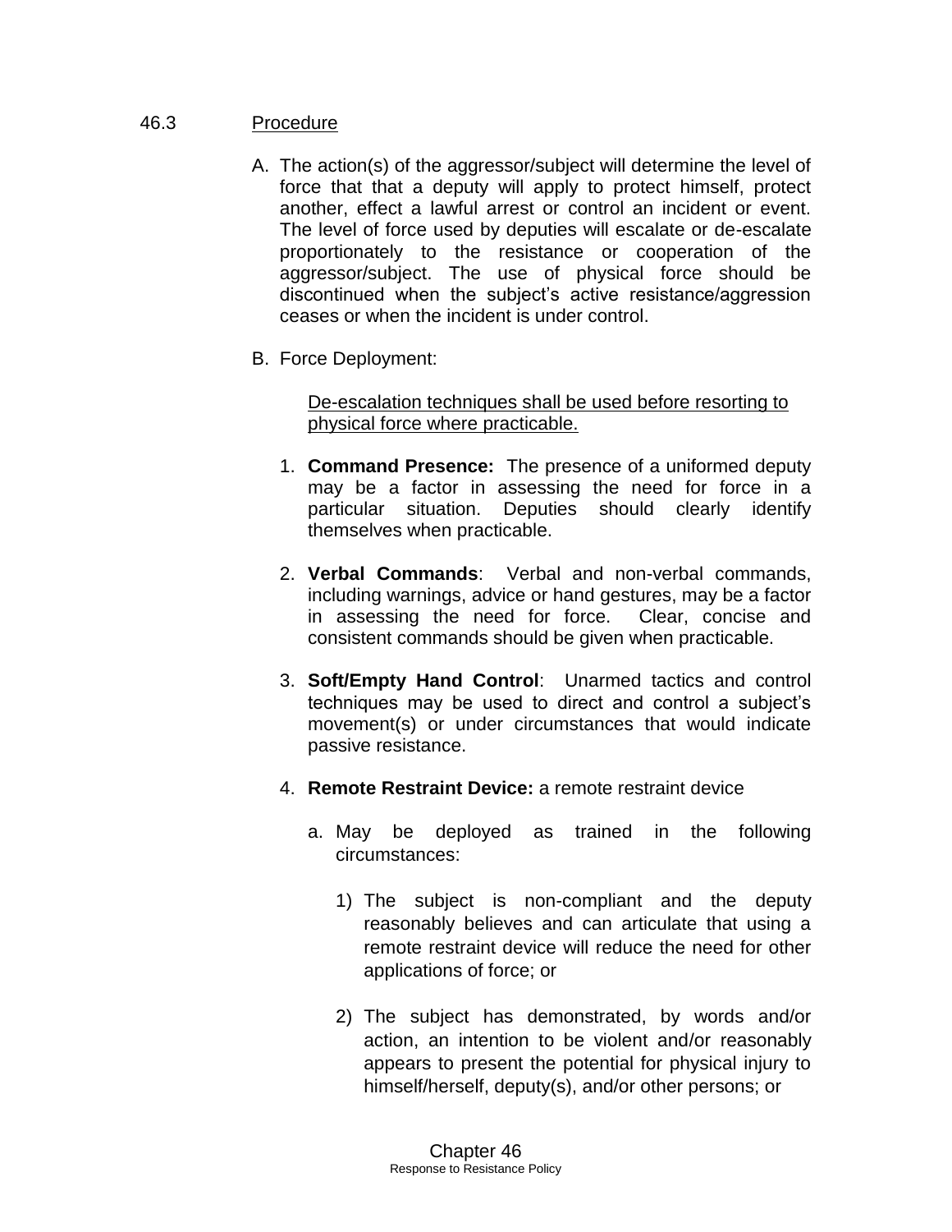## 46.3 Procedure

A. The action(s) of the aggressor/subject will determine the level of force that that a deputy will apply to protect himself, protect another, effect a lawful arrest or control an incident or event. The level of force used by deputies will escalate or de-escalate proportionately to the resistance or cooperation of the aggressor/subject. The use of physical force should be discontinued when the subject's active resistance/aggression ceases or when the incident is under control.

B. Force Deployment:

   De-escalation techniques shall be used before resorting to physical force where practicable.

   1. **Command Presence:** The presence of a uniformed deputy may be a factor in assessing the need for force in a particular situation. Deputies should clearly identify themselves when practicable.

   2. **Verbal Commands**: Verbal and non-verbal commands, including warnings, advice or hand gestures, may be a factor in assessing the need for force. Clear, concise and consistent commands should be given when practicable.

   3. **Soft/Empty Hand Control**: Unarmed tactics and control techniques may be used to direct and control a subject's movement(s) or under circumstances that would indicate passive resistance.

   4. **Remote Restraint Device:** a remote restraint device

      a. May be deployed as trained in the following circumstances:

         1) The subject is non-compliant and the deputy reasonably believes and can articulate that using a remote restraint device will reduce the need for other applications of force; or

         2) The subject has demonstrated, by words and/or action, an intention to be violent and/or reasonably appears to present the potential for physical injury to himself/herself, deputy(s), and/or other persons; or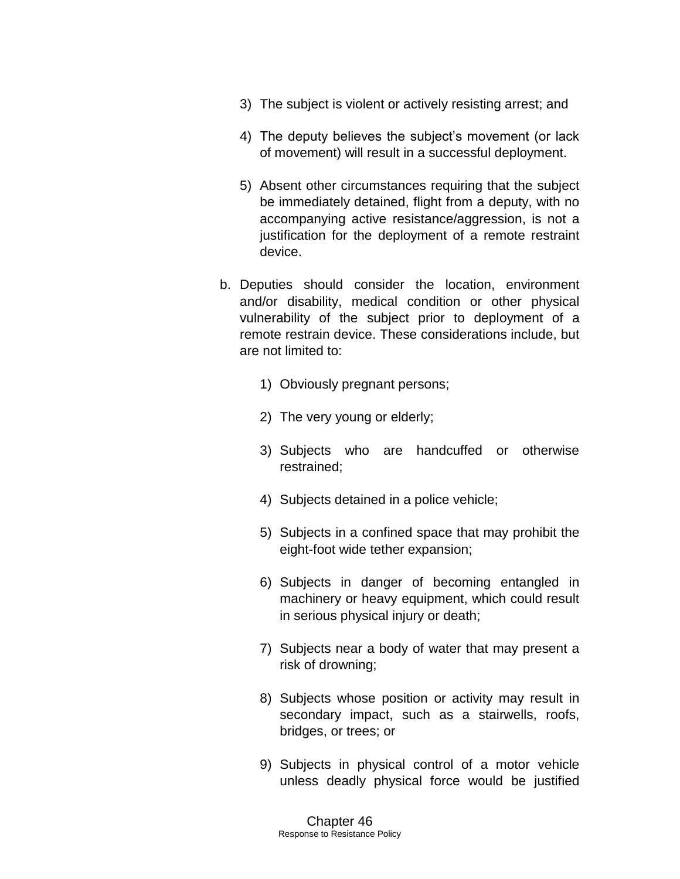3) The subject is violent or actively resisting arrest; and

4) The deputy believes the subject's movement (or lack of movement) will result in a successful deployment.

5) Absent other circumstances requiring that the subject be immediately detained, flight from a deputy, with no accompanying active resistance/aggression, is not a justification for the deployment of a remote restraint device.

b. Deputies should consider the location, environment and/or disability, medical condition or other physical vulnerability of the subject prior to deployment of a remote restrain device. These considerations include, but are not limited to:

   1) Obviously pregnant persons;

   2) The very young or elderly;

   3) Subjects who are handcuffed or otherwise restrained;

   4) Subjects detained in a police vehicle;

   5) Subjects in a confined space that may prohibit the eight-foot wide tether expansion;

   6) Subjects in danger of becoming entangled in machinery or heavy equipment, which could result in serious physical injury or death;

   7) Subjects near a body of water that may present a risk of drowning;

   8) Subjects whose position or activity may result in secondary impact, such as a stairwells, roofs, bridges, or trees; or

   9) Subjects in physical control of a motor vehicle unless deadly physical force would be justified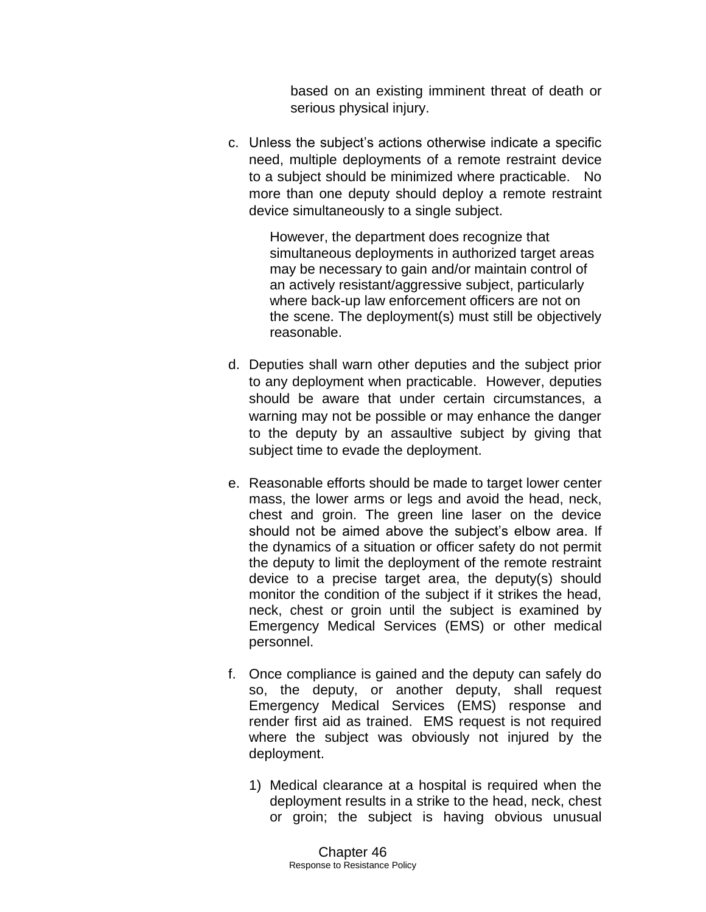based on an existing imminent threat of death or serious physical injury.

c. Unless the subject's actions otherwise indicate a specific need, multiple deployments of a remote restraint device to a subject should be minimized where practicable. No more than one deputy should deploy a remote restraint device simultaneously to a single subject.

   However, the department does recognize that simultaneous deployments in authorized target areas may be necessary to gain and/or maintain control of an actively resistant/aggressive subject, particularly where back-up law enforcement officers are not on the scene. The deployment(s) must still be objectively reasonable.

d. Deputies shall warn other deputies and the subject prior to any deployment when practicable. However, deputies should be aware that under certain circumstances, a warning may not be possible or may enhance the danger to the deputy by an assaultive subject by giving that subject time to evade the deployment.

e. Reasonable efforts should be made to target lower center mass, the lower arms or legs and avoid the head, neck, chest and groin. The green line laser on the device should not be aimed above the subject's elbow area. If the dynamics of a situation or officer safety do not permit the deputy to limit the deployment of the remote restraint device to a precise target area, the deputy(s) should monitor the condition of the subject if it strikes the head, neck, chest or groin until the subject is examined by Emergency Medical Services (EMS) or other medical personnel.

f. Once compliance is gained and the deputy can safely do so, the deputy, or another deputy, shall request Emergency Medical Services (EMS) response and render first aid as trained. EMS request is not required where the subject was obviously not injured by the deployment.

   1) Medical clearance at a hospital is required when the deployment results in a strike to the head, neck, chest or groin; the subject is having obvious unusual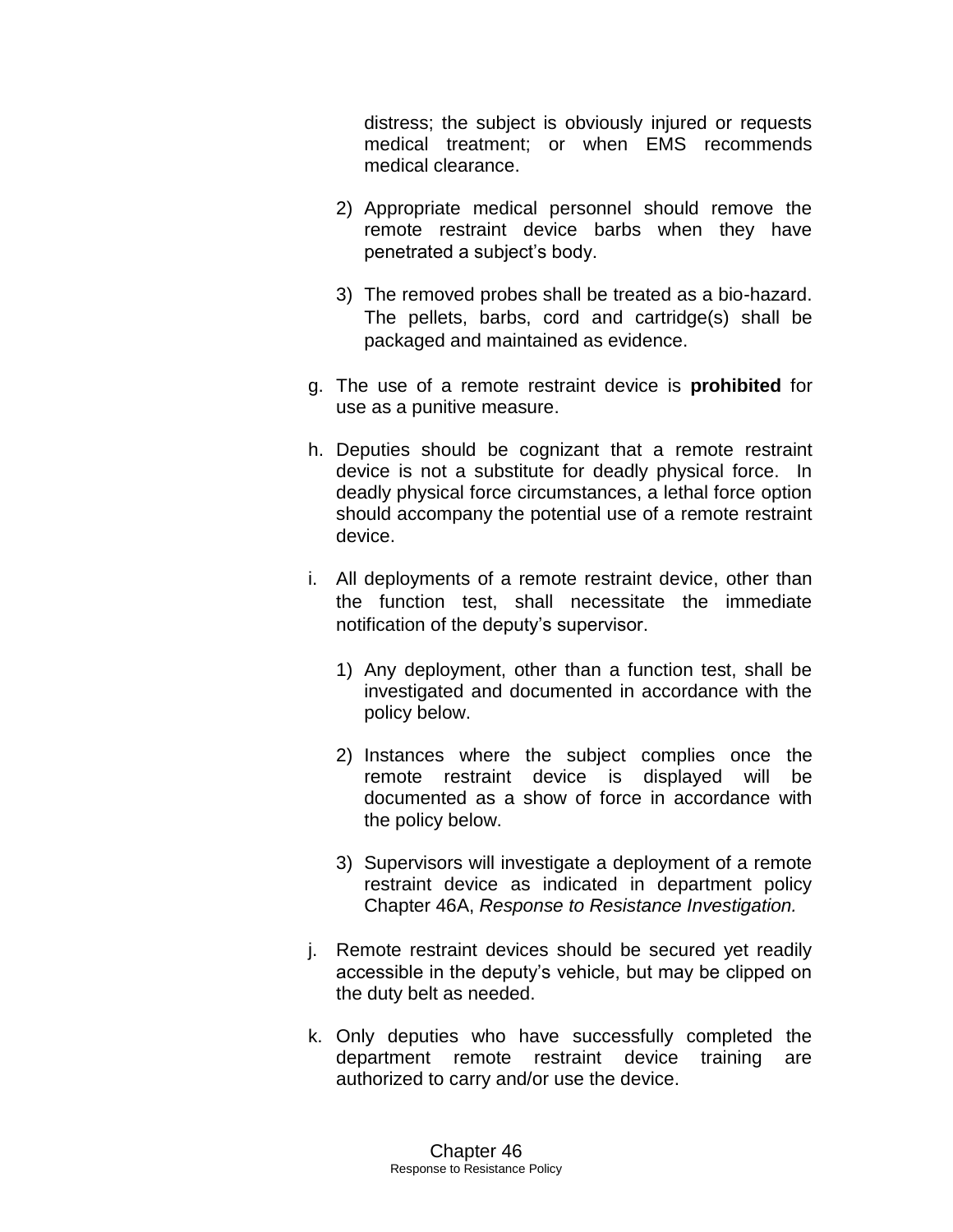distress; the subject is obviously injured or requests medical treatment; or when EMS recommends medical clearance.

2) Appropriate medical personnel should remove the remote restraint device barbs when they have penetrated a subject's body.

3) The removed probes shall be treated as a bio-hazard. The pellets, barbs, cord and cartridge(s) shall be packaged and maintained as evidence.

g. The use of a remote restraint device is **prohibited** for use as a punitive measure.

h. Deputies should be cognizant that a remote restraint device is not a substitute for deadly physical force. In deadly physical force circumstances, a lethal force option should accompany the potential use of a remote restraint device.

i. All deployments of a remote restraint device, other than the function test, shall necessitate the immediate notification of the deputy's supervisor.

1) Any deployment, other than a function test, shall be investigated and documented in accordance with the policy below.

2) Instances where the subject complies once the remote restraint device is displayed will be documented as a show of force in accordance with the policy below.

3) Supervisors will investigate a deployment of a remote restraint device as indicated in department policy Chapter 46A, *Response to Resistance Investigation.*

j. Remote restraint devices should be secured yet readily accessible in the deputy's vehicle, but may be clipped on the duty belt as needed.

k. Only deputies who have successfully completed the department remote restraint device training are authorized to carry and/or use the device.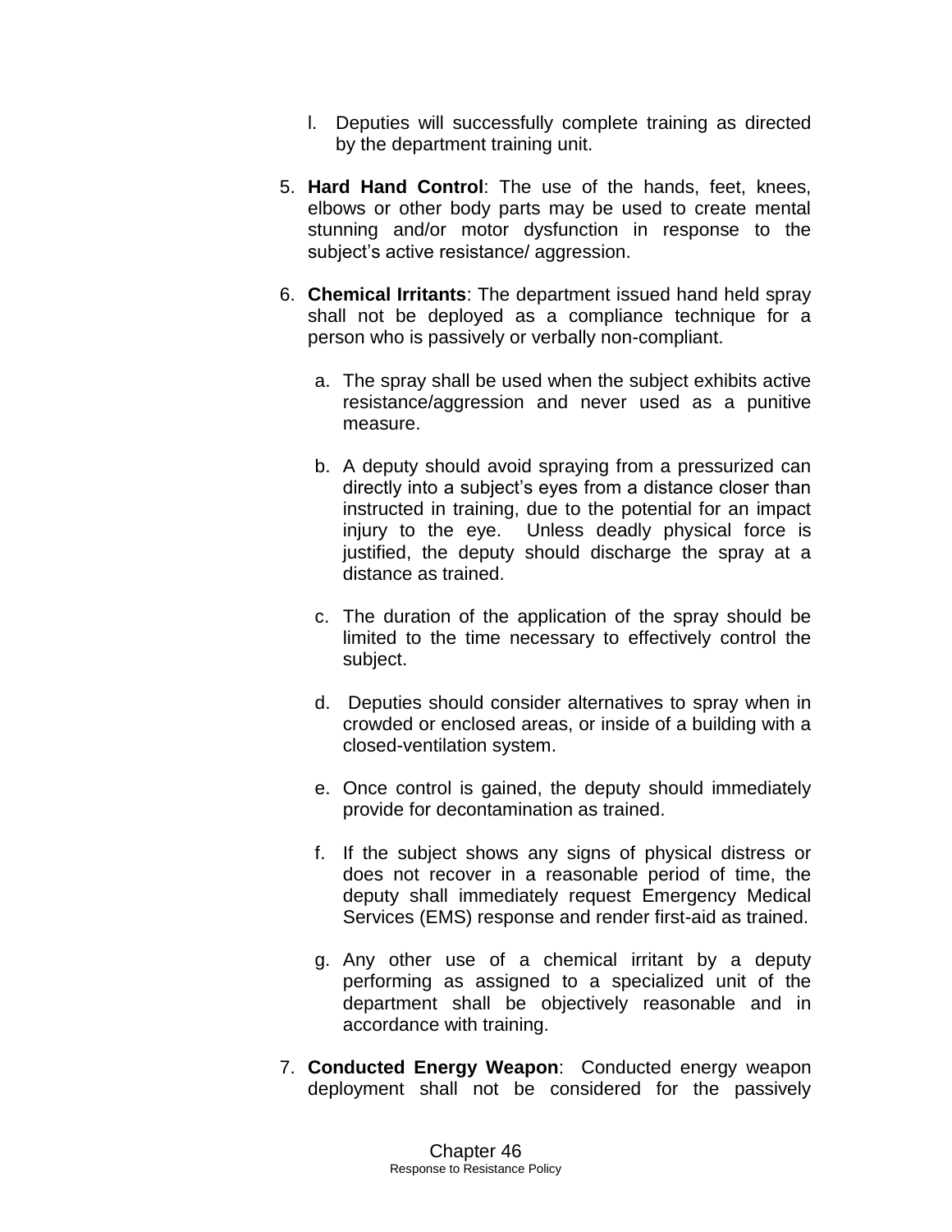l. Deputies will successfully complete training as directed by the department training unit.

5. **Hard Hand Control**: The use of the hands, feet, knees, elbows or other body parts may be used to create mental stunning and/or motor dysfunction in response to the subject's active resistance/ aggression.

6. **Chemical Irritants**: The department issued hand held spray shall not be deployed as a compliance technique for a person who is passively or verbally non-compliant.

   a. The spray shall be used when the subject exhibits active resistance/aggression and never used as a punitive measure.

   b. A deputy should avoid spraying from a pressurized can directly into a subject's eyes from a distance closer than instructed in training, due to the potential for an impact injury to the eye. Unless deadly physical force is justified, the deputy should discharge the spray at a distance as trained.

   c. The duration of the application of the spray should be limited to the time necessary to effectively control the subject.

   d. Deputies should consider alternatives to spray when in crowded or enclosed areas, or inside of a building with a closed-ventilation system.

   e. Once control is gained, the deputy should immediately provide for decontamination as trained.

   f. If the subject shows any signs of physical distress or does not recover in a reasonable period of time, the deputy shall immediately request Emergency Medical Services (EMS) response and render first-aid as trained.

   g. Any other use of a chemical irritant by a deputy performing as assigned to a specialized unit of the department shall be objectively reasonable and in accordance with training.

7. **Conducted Energy Weapon**: Conducted energy weapon deployment shall not be considered for the passively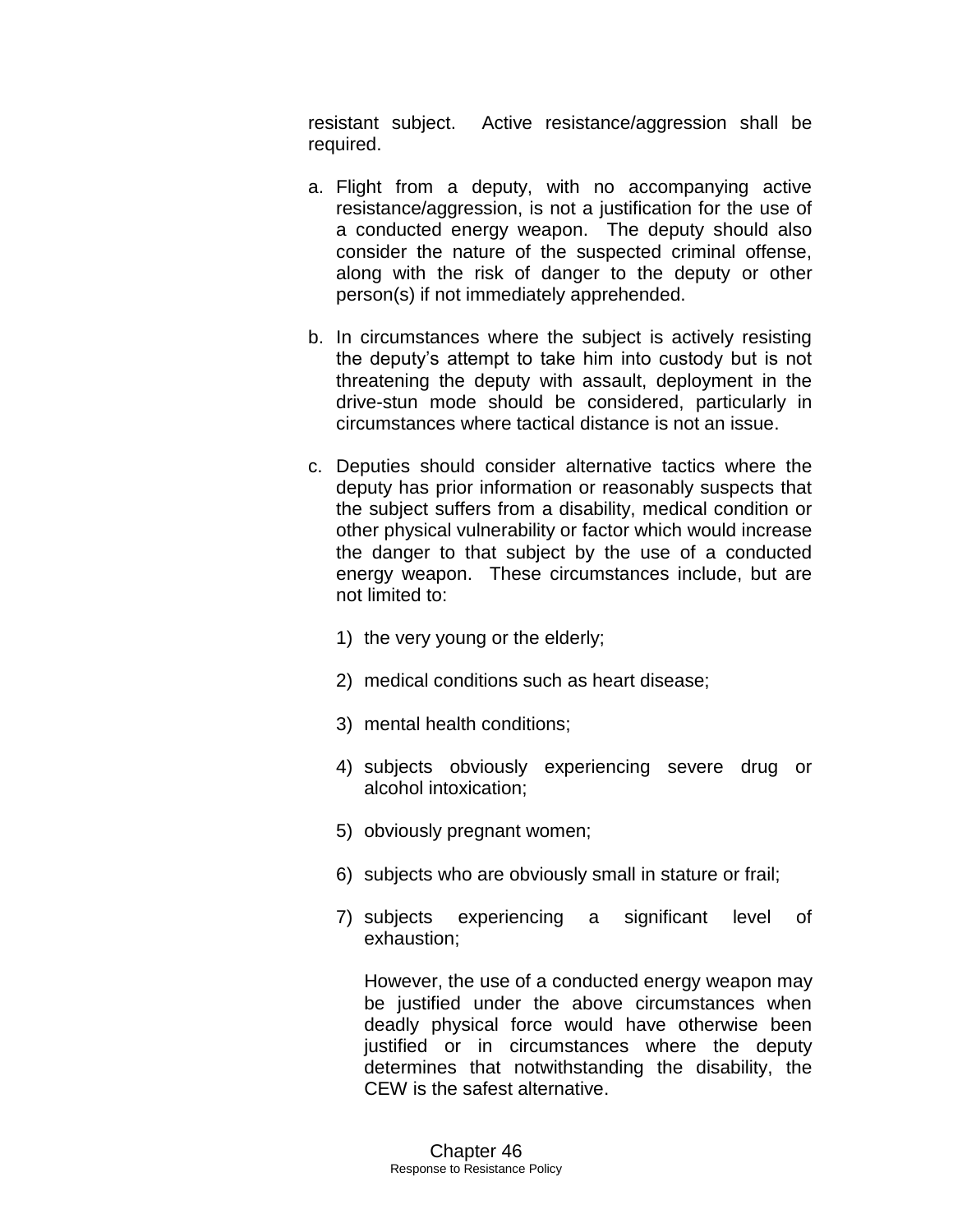resistant subject. Active resistance/aggression shall be required.

a. Flight from a deputy, with no accompanying active resistance/aggression, is not a justification for the use of a conducted energy weapon. The deputy should also consider the nature of the suspected criminal offense, along with the risk of danger to the deputy or other person(s) if not immediately apprehended.

b. In circumstances where the subject is actively resisting the deputy's attempt to take him into custody but is not threatening the deputy with assault, deployment in the drive-stun mode should be considered, particularly in circumstances where tactical distance is not an issue.

c. Deputies should consider alternative tactics where the deputy has prior information or reasonably suspects that the subject suffers from a disability, medical condition or other physical vulnerability or factor which would increase the danger to that subject by the use of a conducted energy weapon. These circumstances include, but are not limited to:

   1) the very young or the elderly;

   2) medical conditions such as heart disease;

   3) mental health conditions;

   4) subjects obviously experiencing severe drug or alcohol intoxication;

   5) obviously pregnant women;

   6) subjects who are obviously small in stature or frail;

   7) subjects experiencing a significant level of exhaustion;

   However, the use of a conducted energy weapon may be justified under the above circumstances when deadly physical force would have otherwise been justified or in circumstances where the deputy determines that notwithstanding the disability, the CEW is the safest alternative.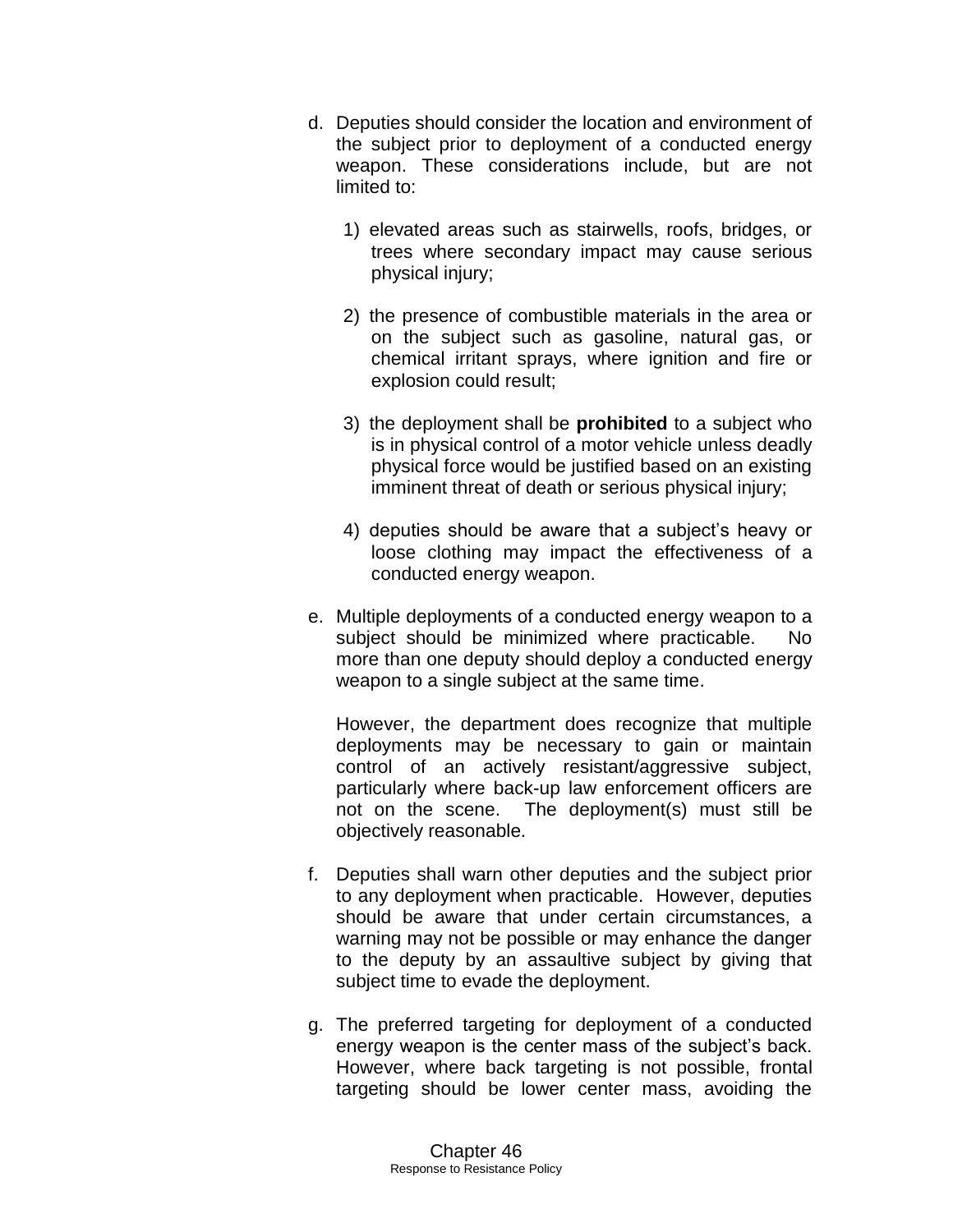d. Deputies should consider the location and environment of the subject prior to deployment of a conducted energy weapon. These considerations include, but are not limited to:

   1) elevated areas such as stairwells, roofs, bridges, or trees where secondary impact may cause serious physical injury;

   2) the presence of combustible materials in the area or on the subject such as gasoline, natural gas, or chemical irritant sprays, where ignition and fire or explosion could result;

   3) the deployment shall be **prohibited** to a subject who is in physical control of a motor vehicle unless deadly physical force would be justified based on an existing imminent threat of death or serious physical injury;

   4) deputies should be aware that a subject's heavy or loose clothing may impact the effectiveness of a conducted energy weapon.

e. Multiple deployments of a conducted energy weapon to a subject should be minimized where practicable. No more than one deputy should deploy a conducted energy weapon to a single subject at the same time.

   However, the department does recognize that multiple deployments may be necessary to gain or maintain control of an actively resistant/aggressive subject, particularly where back-up law enforcement officers are not on the scene. The deployment(s) must still be objectively reasonable.

f. Deputies shall warn other deputies and the subject prior to any deployment when practicable. However, deputies should be aware that under certain circumstances, a warning may not be possible or may enhance the danger to the deputy by an assaultive subject by giving that subject time to evade the deployment.

g. The preferred targeting for deployment of a conducted energy weapon is the center mass of the subject's back. However, where back targeting is not possible, frontal targeting should be lower center mass, avoiding the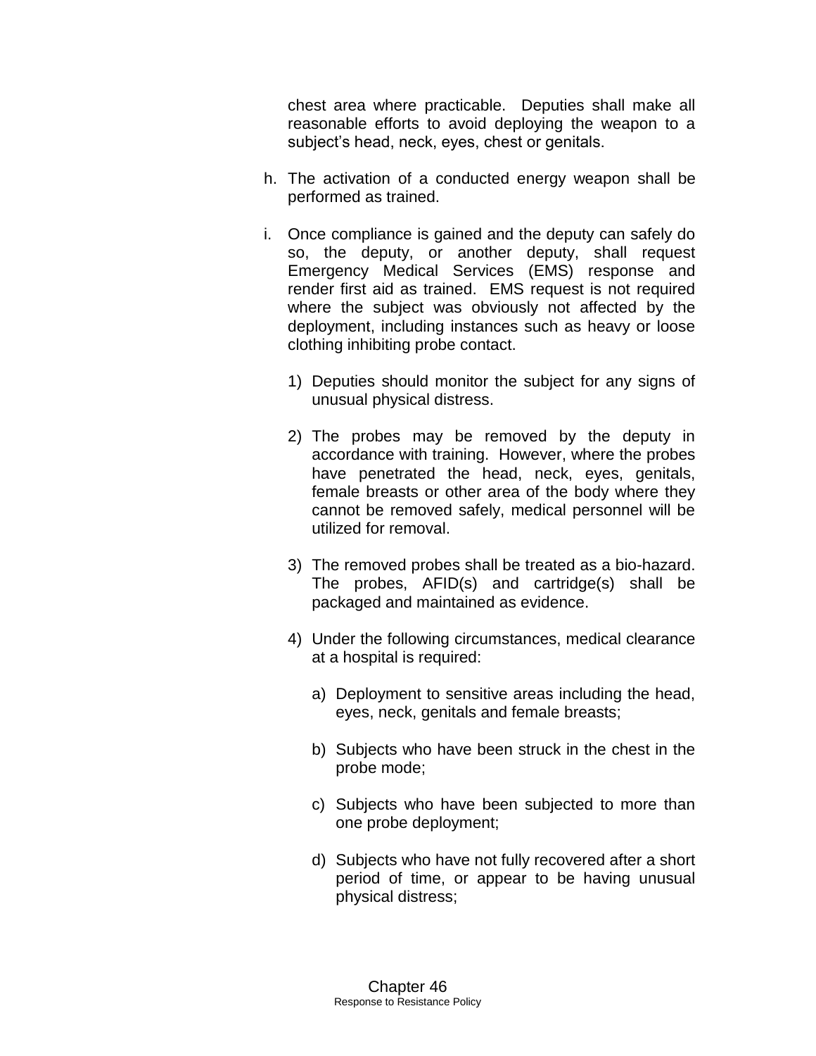chest area where practicable. Deputies shall make all reasonable efforts to avoid deploying the weapon to a subject's head, neck, eyes, chest or genitals.

h. The activation of a conducted energy weapon shall be performed as trained.

i. Once compliance is gained and the deputy can safely do so, the deputy, or another deputy, shall request Emergency Medical Services (EMS) response and render first aid as trained. EMS request is not required where the subject was obviously not affected by the deployment, including instances such as heavy or loose clothing inhibiting probe contact.

   1) Deputies should monitor the subject for any signs of unusual physical distress.

   2) The probes may be removed by the deputy in accordance with training. However, where the probes have penetrated the head, neck, eyes, genitals, female breasts or other area of the body where they cannot be removed safely, medical personnel will be utilized for removal.

   3) The removed probes shall be treated as a bio-hazard. The probes, AFID(s) and cartridge(s) shall be packaged and maintained as evidence.

   4) Under the following circumstances, medical clearance at a hospital is required:

      a) Deployment to sensitive areas including the head, eyes, neck, genitals and female breasts;

      b) Subjects who have been struck in the chest in the probe mode;

      c) Subjects who have been subjected to more than one probe deployment;

      d) Subjects who have not fully recovered after a short period of time, or appear to be having unusual physical distress;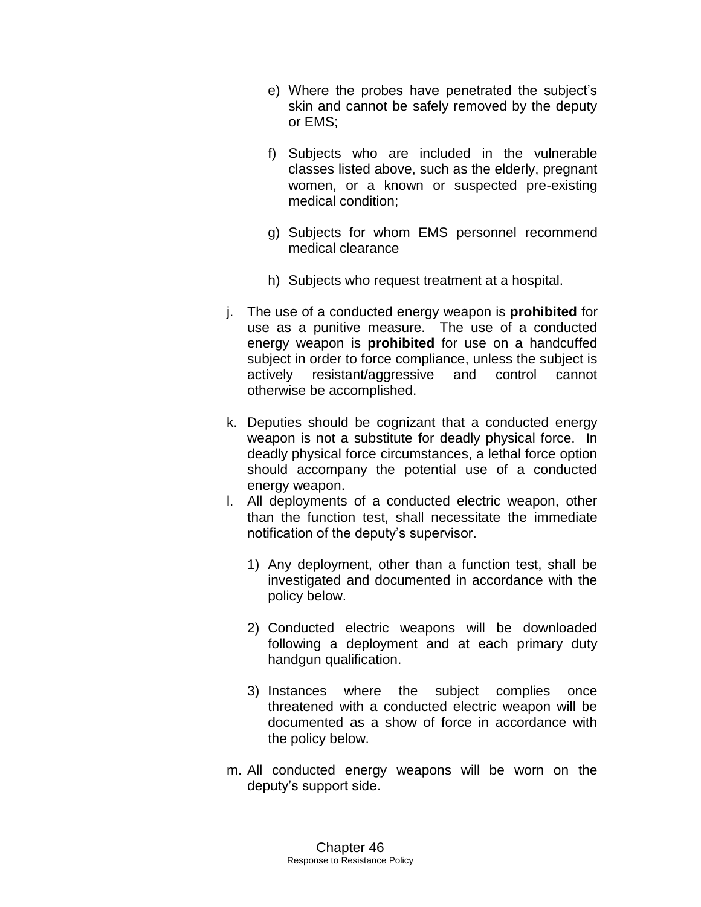e) Where the probes have penetrated the subject's skin and cannot be safely removed by the deputy or EMS;

f) Subjects who are included in the vulnerable classes listed above, such as the elderly, pregnant women, or a known or suspected pre-existing medical condition;

g) Subjects for whom EMS personnel recommend medical clearance

h) Subjects who request treatment at a hospital.

j. The use of a conducted energy weapon is **prohibited** for use as a punitive measure. The use of a conducted energy weapon is **prohibited** for use on a handcuffed subject in order to force compliance, unless the subject is actively resistant/aggressive and control cannot otherwise be accomplished.

k. Deputies should be cognizant that a conducted energy weapon is not a substitute for deadly physical force. In deadly physical force circumstances, a lethal force option should accompany the potential use of a conducted energy weapon.

l. All deployments of a conducted electric weapon, other than the function test, shall necessitate the immediate notification of the deputy's supervisor.

1) Any deployment, other than a function test, shall be investigated and documented in accordance with the policy below.

2) Conducted electric weapons will be downloaded following a deployment and at each primary duty handgun qualification.

3) Instances where the subject complies once threatened with a conducted electric weapon will be documented as a show of force in accordance with the policy below.

m. All conducted energy weapons will be worn on the deputy's support side.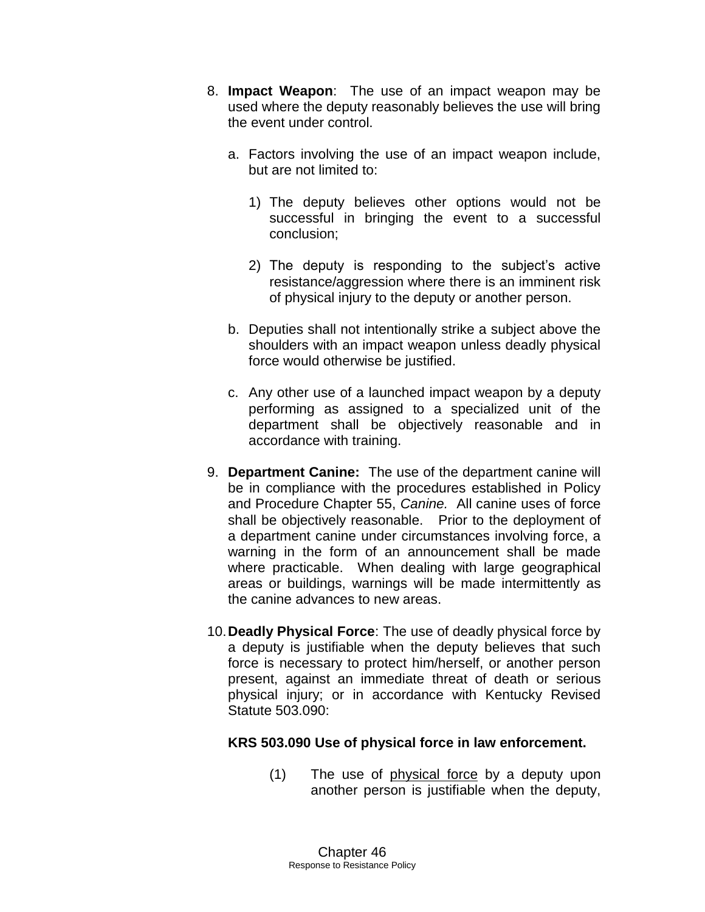8. **Impact Weapon**: The use of an impact weapon may be used where the deputy reasonably believes the use will bring the event under control.

   a. Factors involving the use of an impact weapon include, but are not limited to:

      1) The deputy believes other options would not be successful in bringing the event to a successful conclusion;

      2) The deputy is responding to the subject's active resistance/aggression where there is an imminent risk of physical injury to the deputy or another person.

   b. Deputies shall not intentionally strike a subject above the shoulders with an impact weapon unless deadly physical force would otherwise be justified.

   c. Any other use of a launched impact weapon by a deputy performing as assigned to a specialized unit of the department shall be objectively reasonable and in accordance with training.

9. **Department Canine:** The use of the department canine will be in compliance with the procedures established in Policy and Procedure Chapter 55, *Canine.* All canine uses of force shall be objectively reasonable. Prior to the deployment of a department canine under circumstances involving force, a warning in the form of an announcement shall be made where practicable. When dealing with large geographical areas or buildings, warnings will be made intermittently as the canine advances to new areas.

10. **Deadly Physical Force**: The use of deadly physical force by a deputy is justifiable when the deputy believes that such force is necessary to protect him/herself, or another person present, against an immediate threat of death or serious physical injury; or in accordance with Kentucky Revised Statute 503.090:

    **KRS 503.090 Use of physical force in law enforcement.**

    (1) The use of <u>physical force</u> by a deputy upon another person is justifiable when the deputy,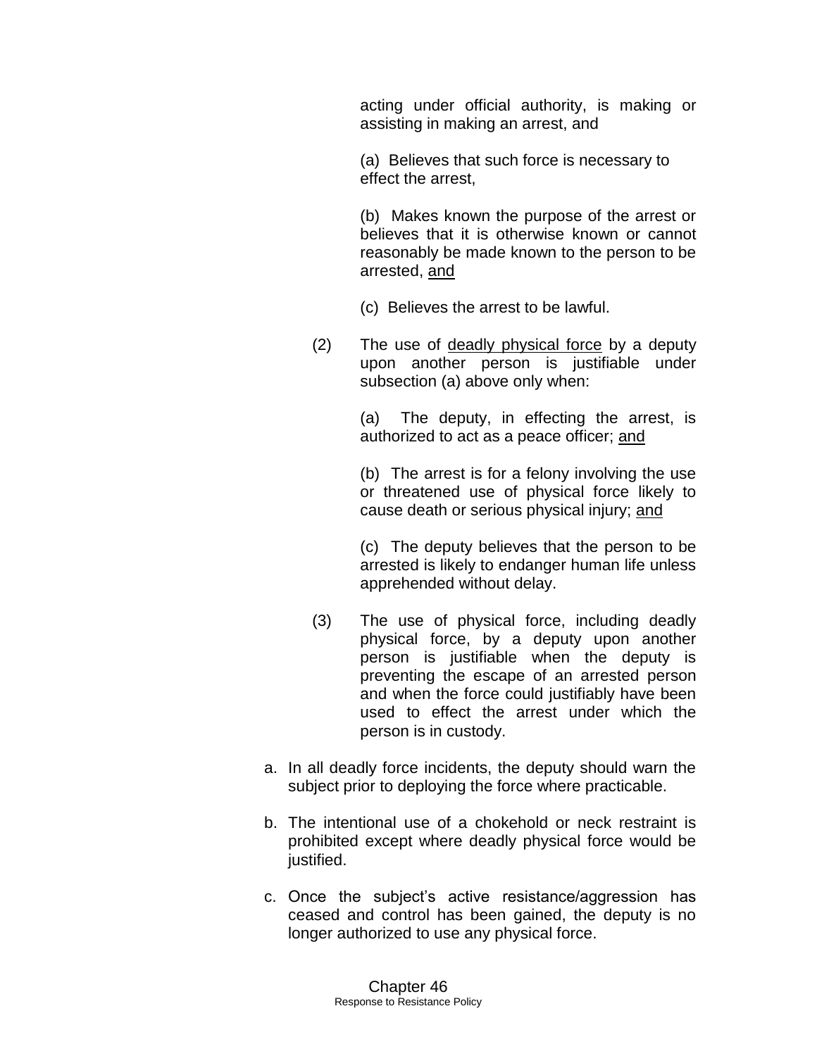acting under official authority, is making or assisting in making an arrest, and

(a) Believes that such force is necessary to effect the arrest,

(b) Makes known the purpose of the arrest or believes that it is otherwise known or cannot reasonably be made known to the person to be arrested, <u>and</u>

(c) Believes the arrest to be lawful.

(2) The use of <u>deadly physical force</u> by a deputy upon another person is justifiable under subsection (a) above only when:

(a) The deputy, in effecting the arrest, is authorized to act as a peace officer; <u>and</u>

(b) The arrest is for a felony involving the use or threatened use of physical force likely to cause death or serious physical injury; <u>and</u>

(c) The deputy believes that the person to be arrested is likely to endanger human life unless apprehended without delay.

(3) The use of physical force, including deadly physical force, by a deputy upon another person is justifiable when the deputy is preventing the escape of an arrested person and when the force could justifiably have been used to effect the arrest under which the person is in custody.

a. In all deadly force incidents, the deputy should warn the subject prior to deploying the force where practicable.

b. The intentional use of a chokehold or neck restraint is prohibited except where deadly physical force would be justified.

c. Once the subject's active resistance/aggression has ceased and control has been gained, the deputy is no longer authorized to use any physical force.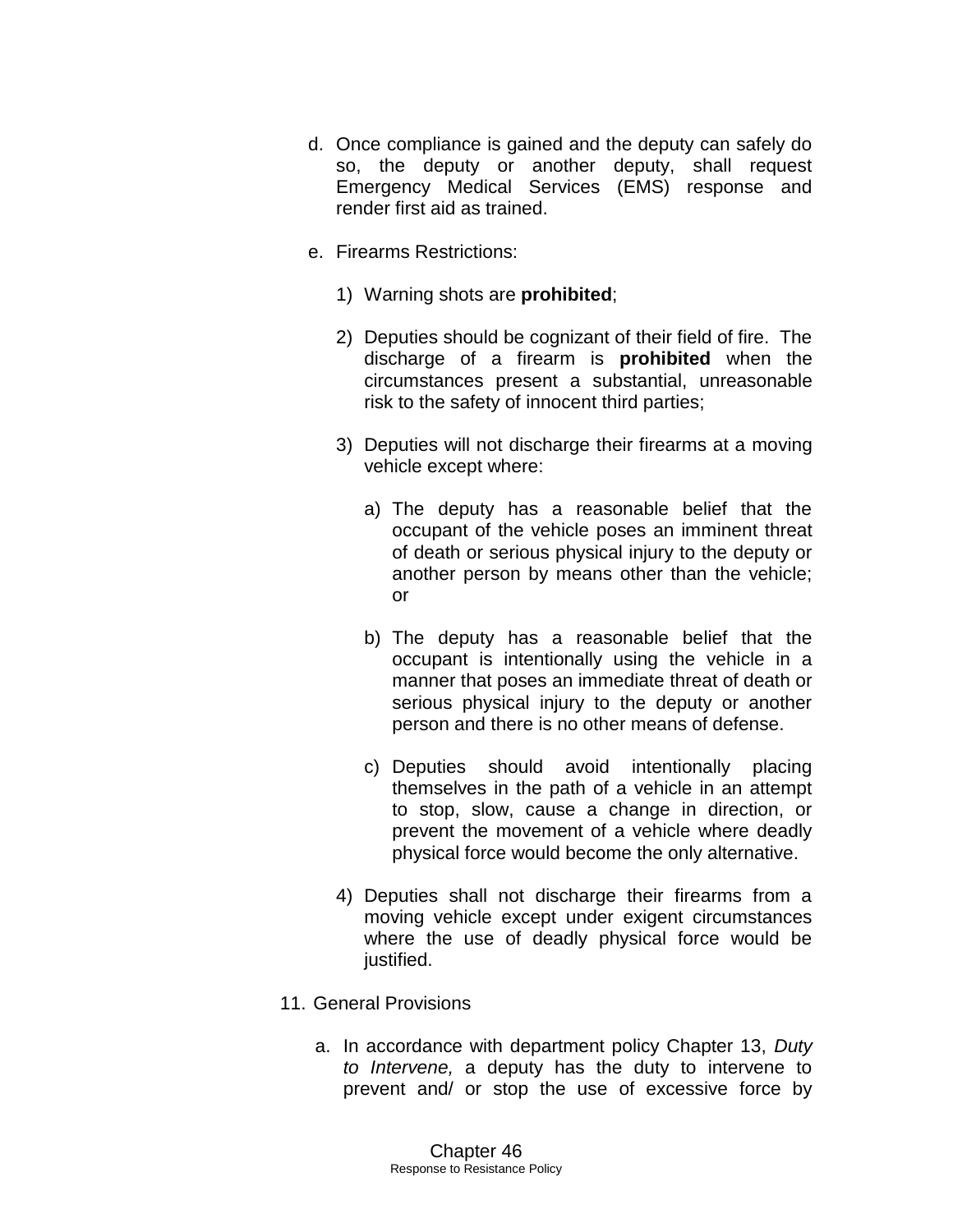d. Once compliance is gained and the deputy can safely do so, the deputy or another deputy, shall request Emergency Medical Services (EMS) response and render first aid as trained.

e. Firearms Restrictions:

   1) Warning shots are **prohibited**;

   2) Deputies should be cognizant of their field of fire. The discharge of a firearm is **prohibited** when the circumstances present a substantial, unreasonable risk to the safety of innocent third parties;

   3) Deputies will not discharge their firearms at a moving vehicle except where:

      a) The deputy has a reasonable belief that the occupant of the vehicle poses an imminent threat of death or serious physical injury to the deputy or another person by means other than the vehicle; or

      b) The deputy has a reasonable belief that the occupant is intentionally using the vehicle in a manner that poses an immediate threat of death or serious physical injury to the deputy or another person and there is no other means of defense.

      c) Deputies should avoid intentionally placing themselves in the path of a vehicle in an attempt to stop, slow, cause a change in direction, or prevent the movement of a vehicle where deadly physical force would become the only alternative.

   4) Deputies shall not discharge their firearms from a moving vehicle except under exigent circumstances where the use of deadly physical force would be justified.

11. General Provisions

   a. In accordance with department policy Chapter 13, *Duty to Intervene,* a deputy has the duty to intervene to prevent and/ or stop the use of excessive force by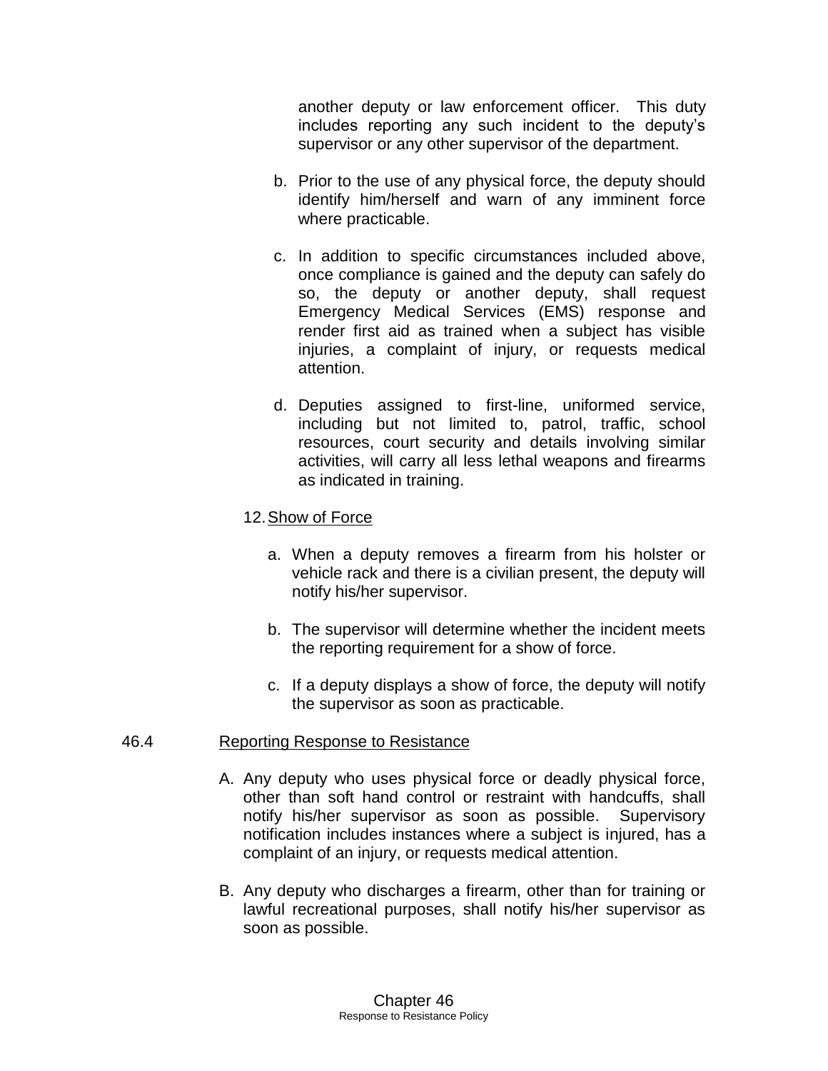another deputy or law enforcement officer. This duty includes reporting any such incident to the deputy's supervisor or any other supervisor of the department.

b. Prior to the use of any physical force, the deputy should identify him/herself and warn of any imminent force where practicable.

c. In addition to specific circumstances included above, once compliance is gained and the deputy can safely do so, the deputy or another deputy, shall request Emergency Medical Services (EMS) response and render first aid as trained when a subject has visible injuries, a complaint of injury, or requests medical attention.

d. Deputies assigned to first-line, uniformed service, including but not limited to, patrol, traffic, school resources, court security and details involving similar activities, will carry all less lethal weapons and firearms as indicated in training.

12. Show of Force

a. When a deputy removes a firearm from his holster or vehicle rack and there is a civilian present, the deputy will notify his/her supervisor.

b. The supervisor will determine whether the incident meets the reporting requirement for a show of force.

c. If a deputy displays a show of force, the deputy will notify the supervisor as soon as practicable.

## 46.4 Reporting Response to Resistance

A. Any deputy who uses physical force or deadly physical force, other than soft hand control or restraint with handcuffs, shall notify his/her supervisor as soon as possible. Supervisory notification includes instances where a subject is injured, has a complaint of an injury, or requests medical attention.

B. Any deputy who discharges a firearm, other than for training or lawful recreational purposes, shall notify his/her supervisor as soon as possible.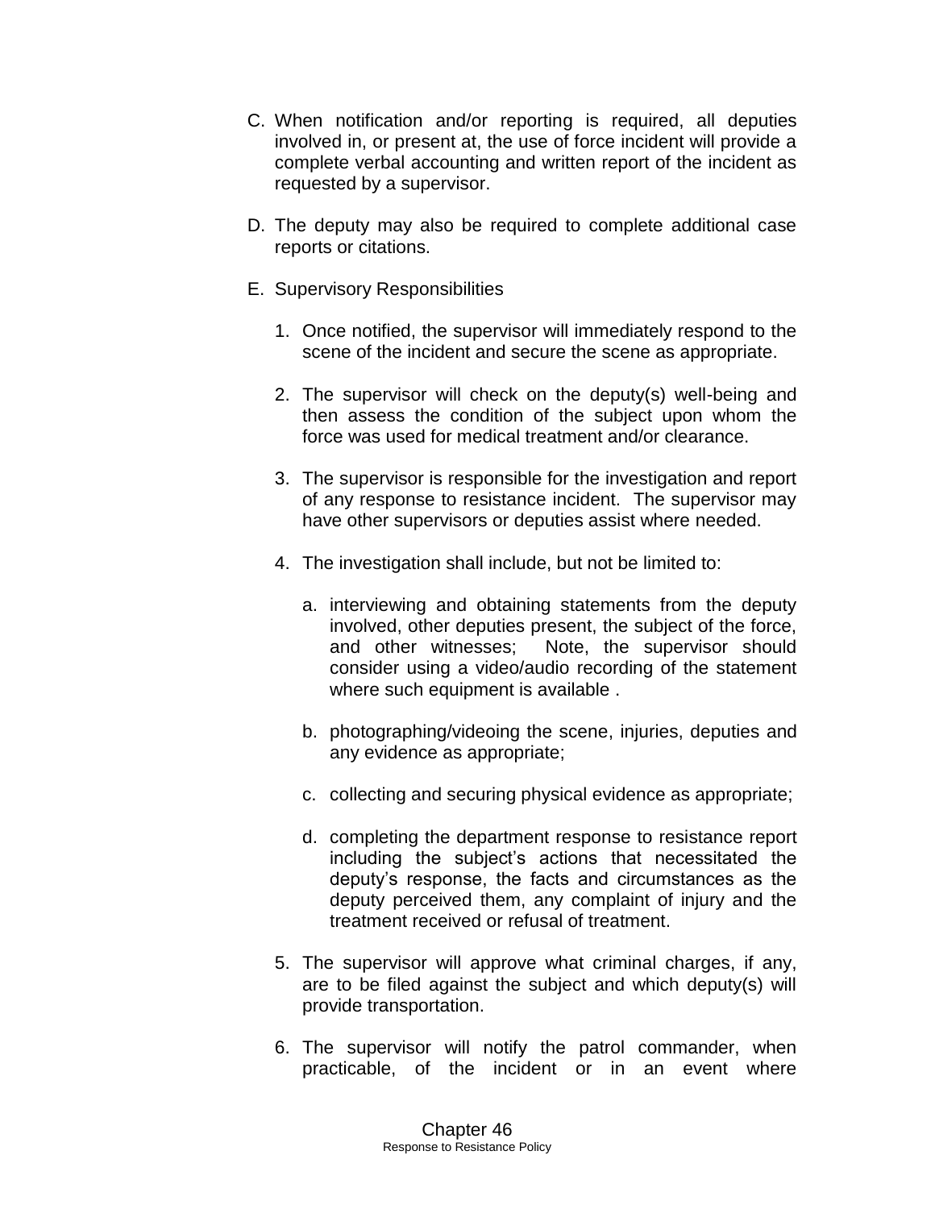C. When notification and/or reporting is required, all deputies involved in, or present at, the use of force incident will provide a complete verbal accounting and written report of the incident as requested by a supervisor.

D. The deputy may also be required to complete additional case reports or citations.

E. Supervisory Responsibilities

   1. Once notified, the supervisor will immediately respond to the scene of the incident and secure the scene as appropriate.

   2. The supervisor will check on the deputy(s) well-being and then assess the condition of the subject upon whom the force was used for medical treatment and/or clearance.

   3. The supervisor is responsible for the investigation and report of any response to resistance incident. The supervisor may have other supervisors or deputies assist where needed.

   4. The investigation shall include, but not be limited to:

      a. interviewing and obtaining statements from the deputy involved, other deputies present, the subject of the force, and other witnesses; Note, the supervisor should consider using a video/audio recording of the statement where such equipment is available .

      b. photographing/videoing the scene, injuries, deputies and any evidence as appropriate;

      c. collecting and securing physical evidence as appropriate;

      d. completing the department response to resistance report including the subject's actions that necessitated the deputy's response, the facts and circumstances as the deputy perceived them, any complaint of injury and the treatment received or refusal of treatment.

   5. The supervisor will approve what criminal charges, if any, are to be filed against the subject and which deputy(s) will provide transportation.

   6. The supervisor will notify the patrol commander, when practicable, of the incident or in an event where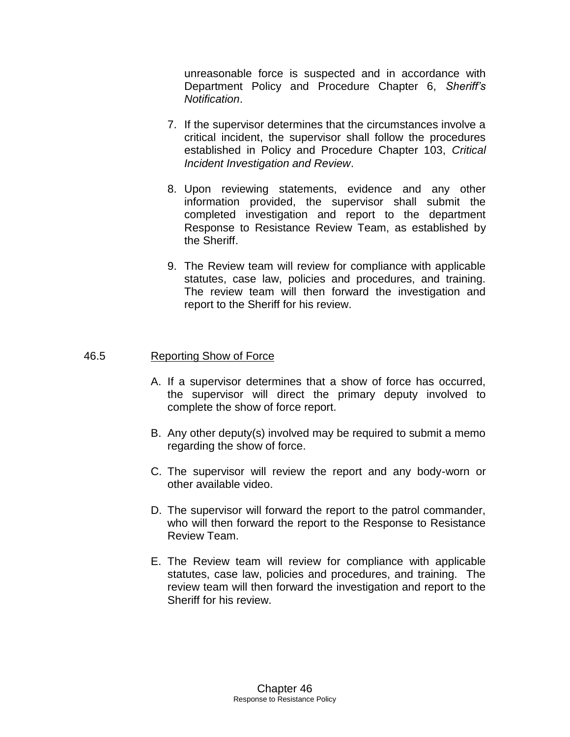unreasonable force is suspected and in accordance with Department Policy and Procedure Chapter 6, *Sheriff's Notification*.

7. If the supervisor determines that the circumstances involve a critical incident, the supervisor shall follow the procedures established in Policy and Procedure Chapter 103, *Critical Incident Investigation and Review*.

8. Upon reviewing statements, evidence and any other information provided, the supervisor shall submit the completed investigation and report to the department Response to Resistance Review Team, as established by the Sheriff.

9. The Review team will review for compliance with applicable statutes, case law, policies and procedures, and training. The review team will then forward the investigation and report to the Sheriff for his review.

## 46.5 Reporting Show of Force

A. If a supervisor determines that a show of force has occurred, the supervisor will direct the primary deputy involved to complete the show of force report.

B. Any other deputy(s) involved may be required to submit a memo regarding the show of force.

C. The supervisor will review the report and any body-worn or other available video.

D. The supervisor will forward the report to the patrol commander, who will then forward the report to the Response to Resistance Review Team.

E. The Review team will review for compliance with applicable statutes, case law, policies and procedures, and training. The review team will then forward the investigation and report to the Sheriff for his review.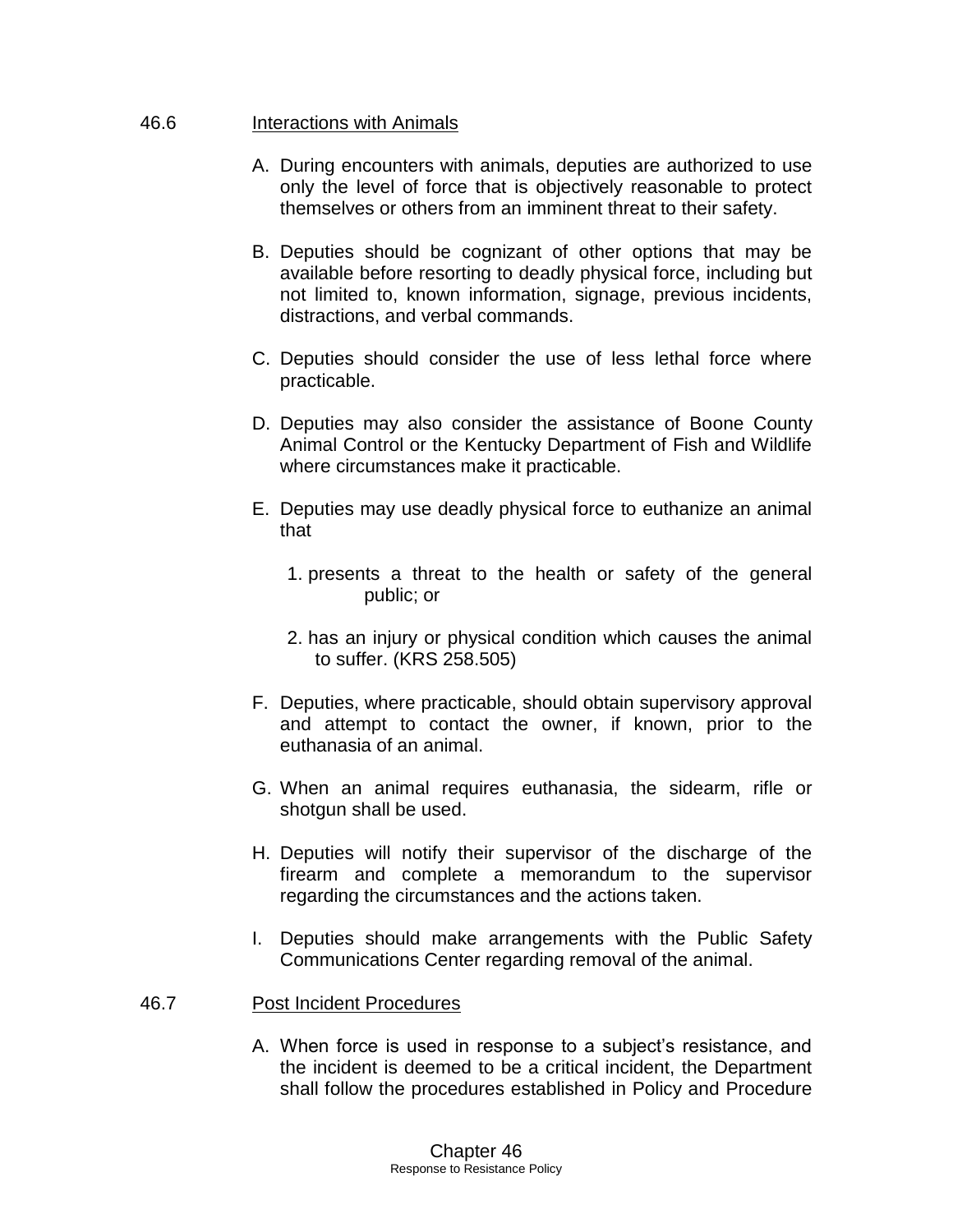## 46.6 Interactions with Animals

A. During encounters with animals, deputies are authorized to use only the level of force that is objectively reasonable to protect themselves or others from an imminent threat to their safety.

B. Deputies should be cognizant of other options that may be available before resorting to deadly physical force, including but not limited to, known information, signage, previous incidents, distractions, and verbal commands.

C. Deputies should consider the use of less lethal force where practicable.

D. Deputies may also consider the assistance of Boone County Animal Control or the Kentucky Department of Fish and Wildlife where circumstances make it practicable.

E. Deputies may use deadly physical force to euthanize an animal that

   1. presents a threat to the health or safety of the general public; or

   2. has an injury or physical condition which causes the animal to suffer. (KRS 258.505)

F. Deputies, where practicable, should obtain supervisory approval and attempt to contact the owner, if known, prior to the euthanasia of an animal.

G. When an animal requires euthanasia, the sidearm, rifle or shotgun shall be used.

H. Deputies will notify their supervisor of the discharge of the firearm and complete a memorandum to the supervisor regarding the circumstances and the actions taken.

I. Deputies should make arrangements with the Public Safety Communications Center regarding removal of the animal.

## 46.7 Post Incident Procedures

A. When force is used in response to a subject's resistance, and the incident is deemed to be a critical incident, the Department shall follow the procedures established in Policy and Procedure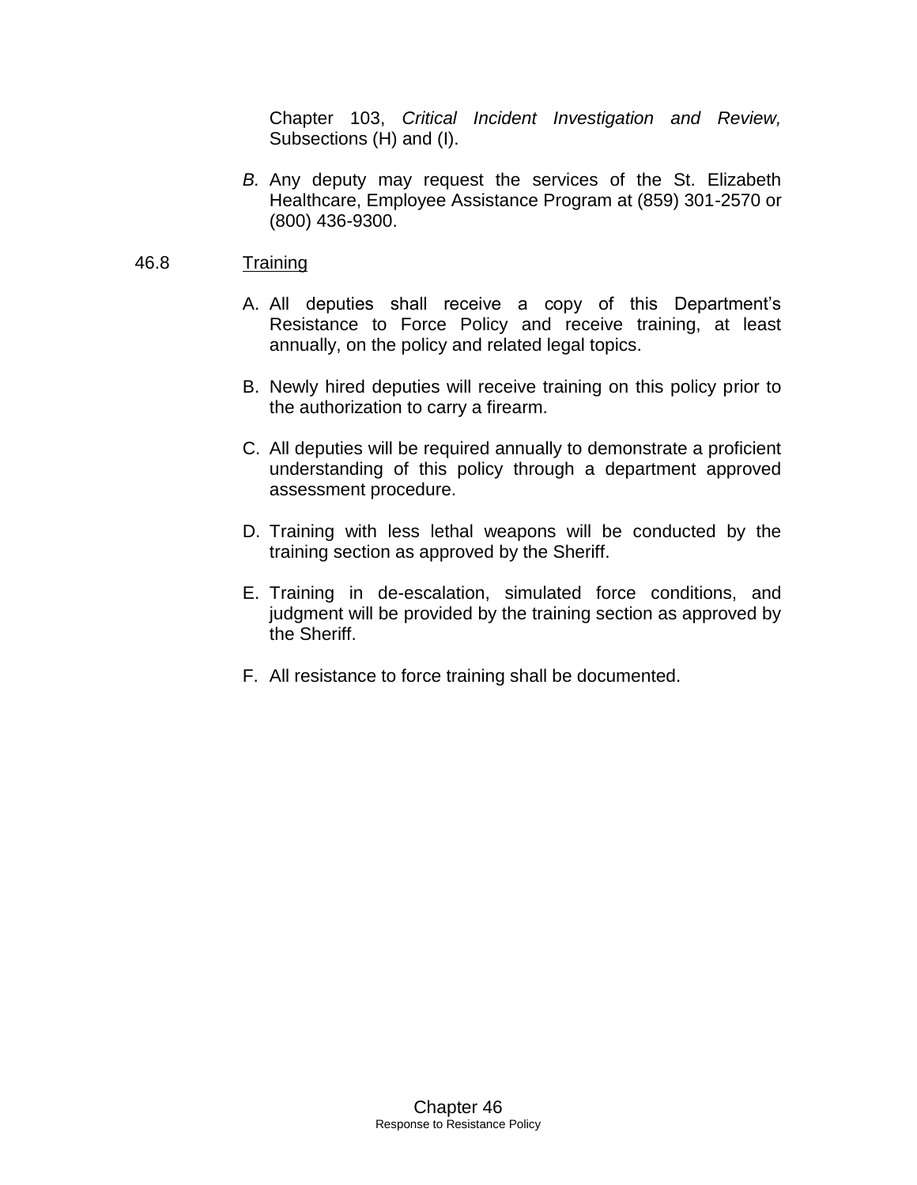Chapter 103, *Critical Incident Investigation and Review,* Subsections (H) and (I).

*B.* Any deputy may request the services of the St. Elizabeth Healthcare, Employee Assistance Program at (859) 301-2570 or (800) 436-9300.

## 46.8 Training

A. All deputies shall receive a copy of this Department's Resistance to Force Policy and receive training, at least annually, on the policy and related legal topics.

B. Newly hired deputies will receive training on this policy prior to the authorization to carry a firearm.

C. All deputies will be required annually to demonstrate a proficient understanding of this policy through a department approved assessment procedure.

D. Training with less lethal weapons will be conducted by the training section as approved by the Sheriff.

E. Training in de-escalation, simulated force conditions, and judgment will be provided by the training section as approved by the Sheriff.

F. All resistance to force training shall be documented.